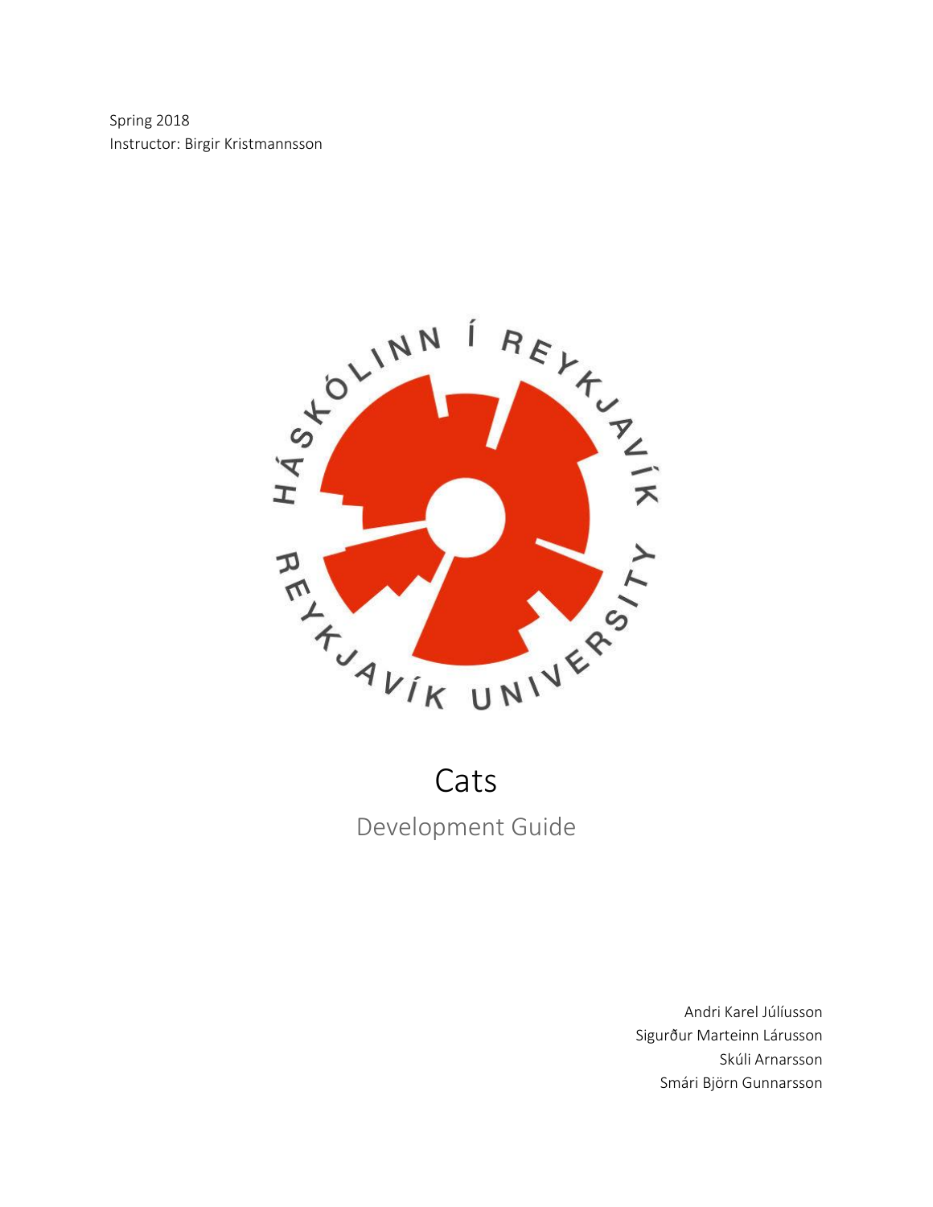Spring 2018
Instructor: Birgir Kristmannsson

# Cats

## Development Guide

Andri Karel Júlíusson
Sigurður Marteinn Lárusson
Skúli Arnarsson
Smári Björn Gunnarsson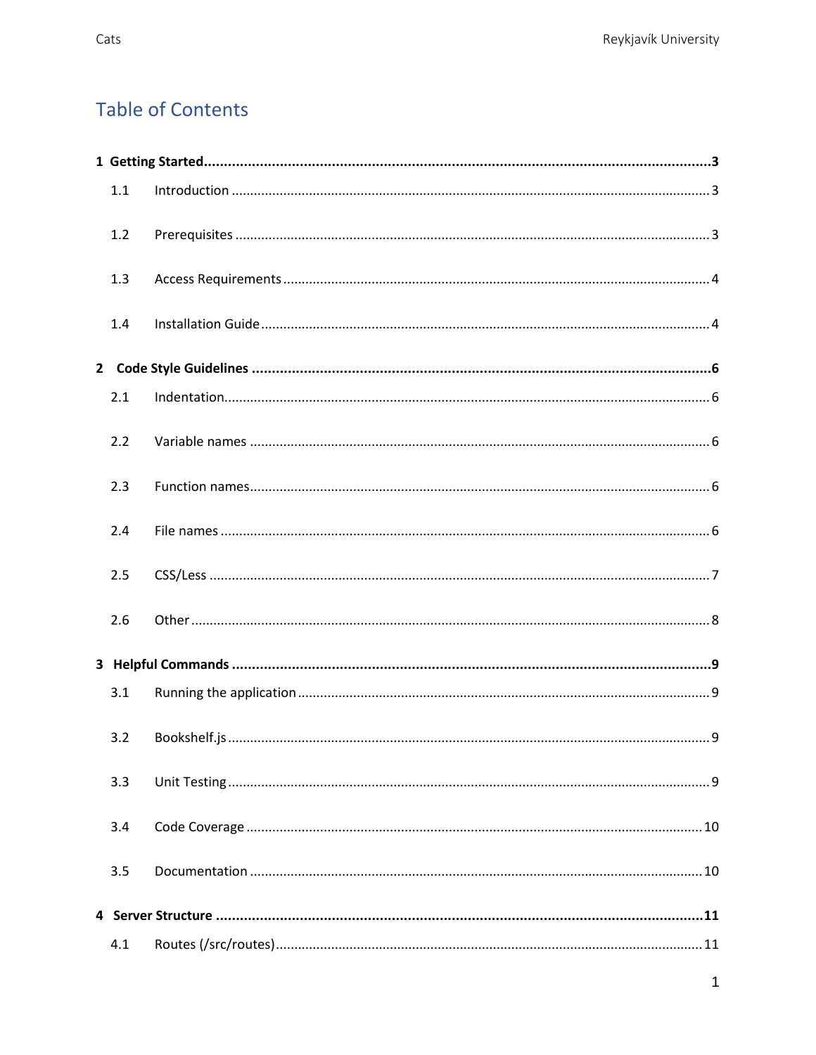# Table of Contents

**1 Getting Started** .......... **3**

1.1 Introduction .......... 3

1.2 Prerequisites .......... 3

1.3 Access Requirements .......... 4

1.4 Installation Guide .......... 4

**2 Code Style Guidelines** .......... **6**

2.1 Indentation .......... 6

2.2 Variable names .......... 6

2.3 Function names .......... 6

2.4 File names .......... 6

2.5 CSS/Less .......... 7

2.6 Other .......... 8

**3 Helpful Commands** .......... **9**

3.1 Running the application .......... 9

3.2 Bookshelf.js .......... 9

3.3 Unit Testing .......... 9

3.4 Code Coverage .......... 10

3.5 Documentation .......... 10

**4 Server Structure** .......... **11**

4.1 Routes (/src/routes) .......... 11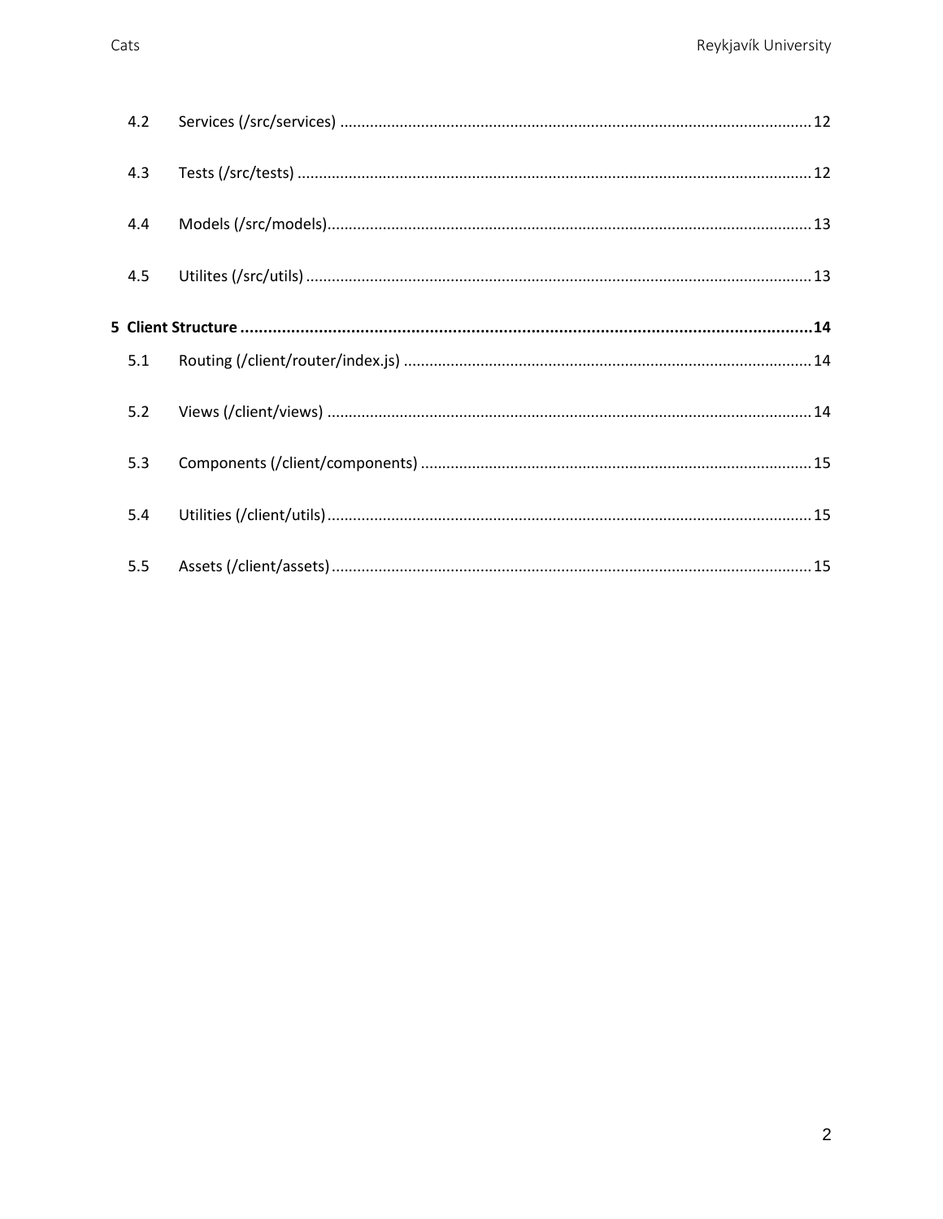4.2 Services (/src/services) ............................................................................................................. 12

4.3 Tests (/src/tests) ....................................................................................................................... 12

4.4 Models (/src/models)................................................................................................................ 13

4.5 Utilites (/src/utils) ..................................................................................................................... 13

**5 Client Structure ............................................................................................................................14**

5.1 Routing (/client/router/index.js) ............................................................................................... 14

5.2 Views (/client/views) ................................................................................................................ 14

5.3 Components (/client/components) ........................................................................................... 15

5.4 Utilities (/client/utils)................................................................................................................ 15

5.5 Assets (/client/assets)............................................................................................................... 15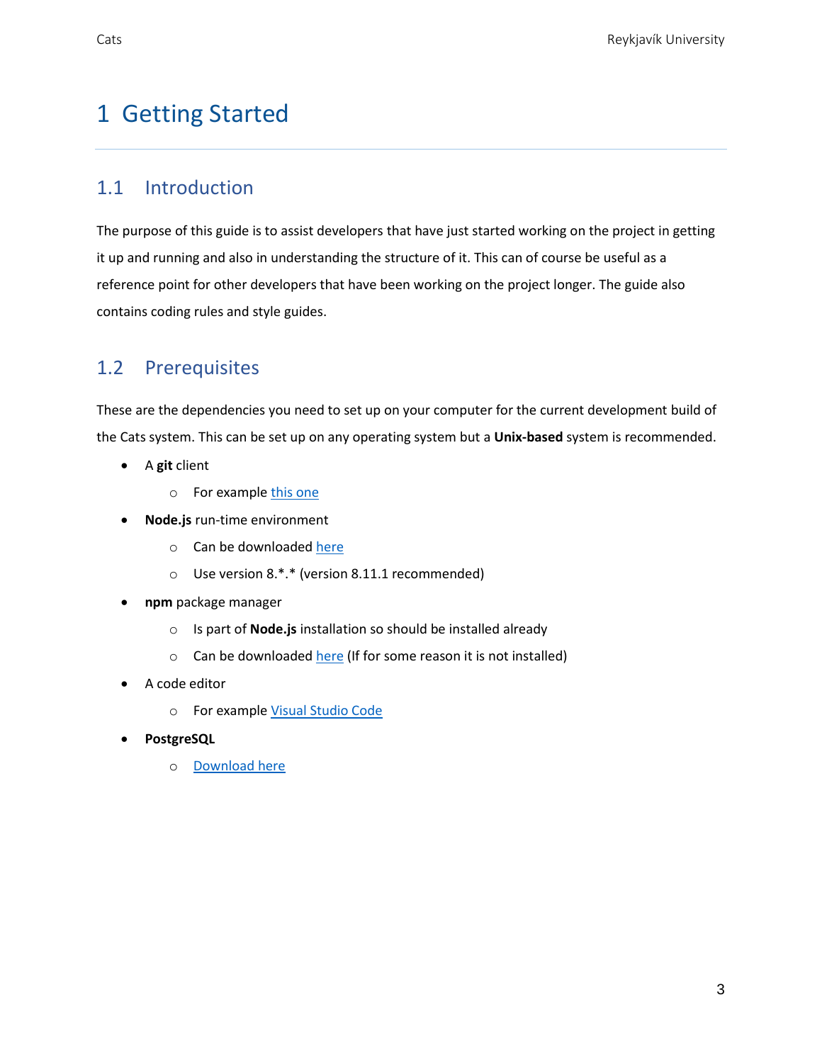# 1 Getting Started

## 1.1 Introduction

The purpose of this guide is to assist developers that have just started working on the project in getting it up and running and also in understanding the structure of it. This can of course be useful as a reference point for other developers that have been working on the project longer. The guide also contains coding rules and style guides.

## 1.2 Prerequisites

These are the dependencies you need to set up on your computer for the current development build of the Cats system. This can be set up on any operating system but a **Unix-based** system is recommended.

- A **git** client
  - For example this one
- **Node.js** run-time environment
  - Can be downloaded here
  - Use version 8.*.* (version 8.11.1 recommended)
- **npm** package manager
  - Is part of **Node.js** installation so should be installed already
  - Can be downloaded here (If for some reason it is not installed)
- A code editor
  - For example Visual Studio Code
- **PostgreSQL**
  - Download here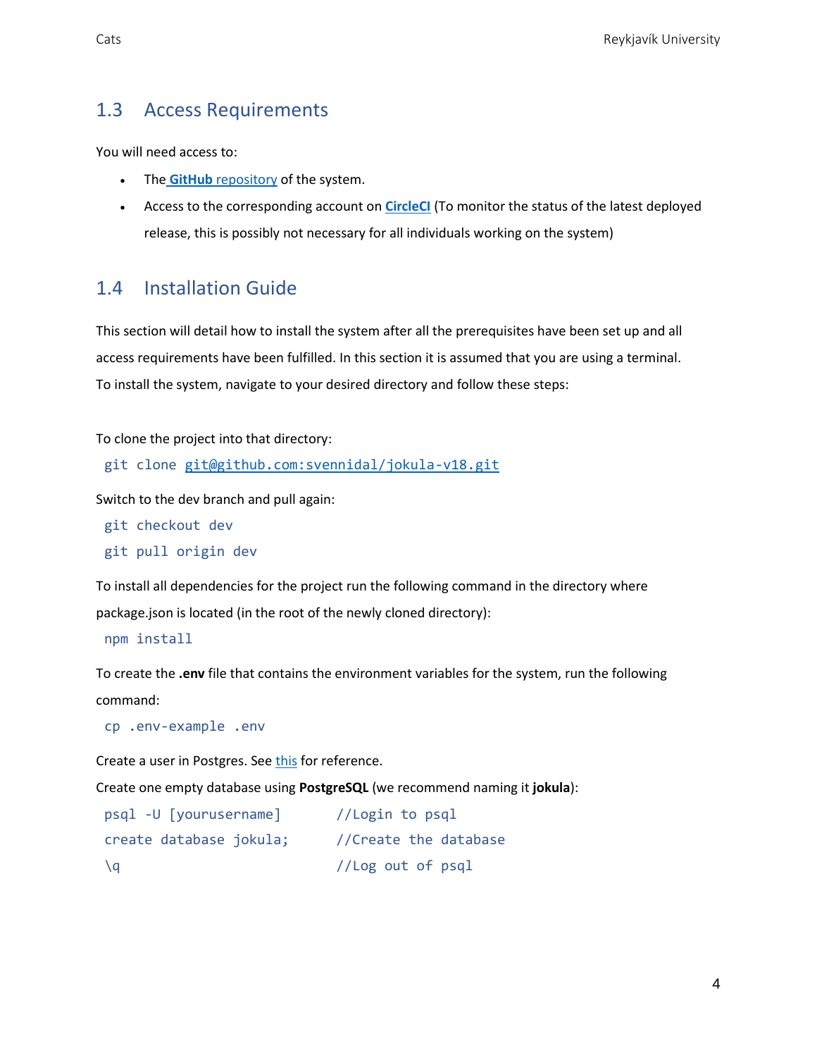## 1.3 Access Requirements

You will need access to:

- The **GitHub** repository of the system.
- Access to the corresponding account on **CircleCI** (To monitor the status of the latest deployed release, this is possibly not necessary for all individuals working on the system)

## 1.4 Installation Guide

This section will detail how to install the system after all the prerequisites have been set up and all access requirements have been fulfilled. In this section it is assumed that you are using a terminal. To install the system, navigate to your desired directory and follow these steps:

To clone the project into that directory:

```
git clone git@github.com:svennidal/jokula-v18.git
```

Switch to the dev branch and pull again:

```
git checkout dev
git pull origin dev
```

To install all dependencies for the project run the following command in the directory where package.json is located (in the root of the newly cloned directory):

```
npm install
```

To create the **.env** file that contains the environment variables for the system, run the following command:

```
cp .env-example .env
```

Create a user in Postgres. See this for reference.

Create one empty database using **PostgreSQL** (we recommend naming it **jokula**):

```
psql -U [yourusername]        //Login to psql
create database jokula;       //Create the database
\q                            //Log out of psql
```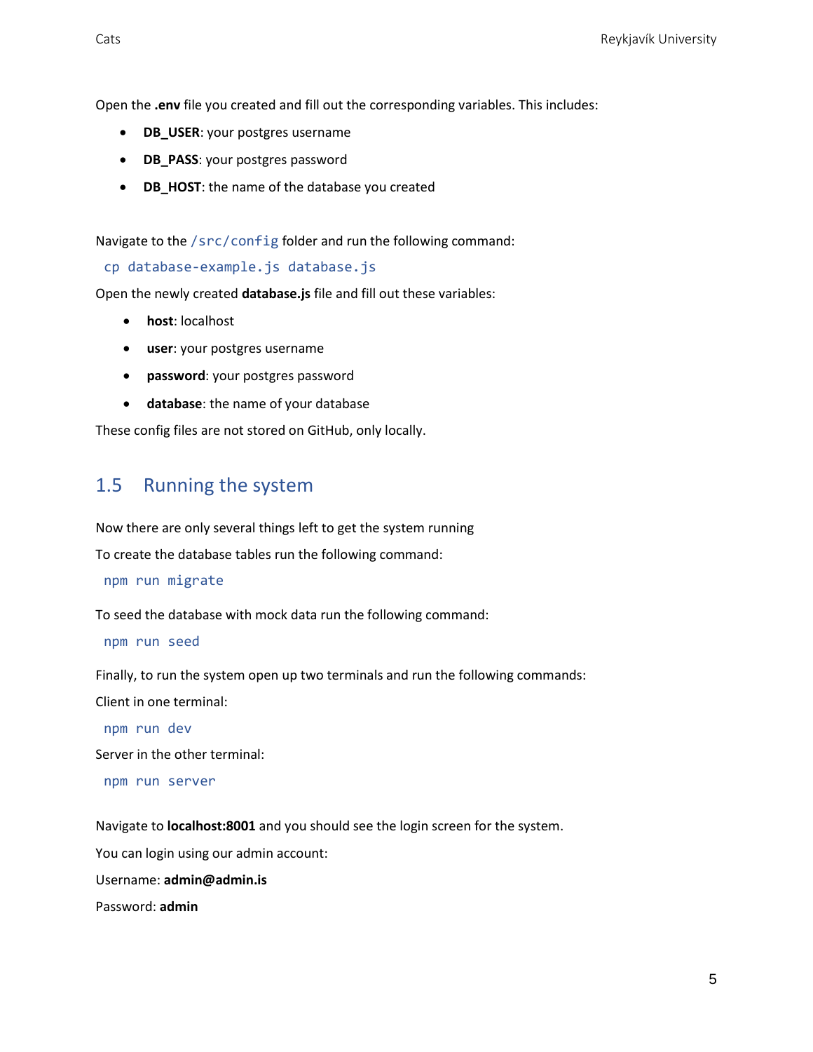Open the **.env** file you created and fill out the corresponding variables. This includes:

- **DB_USER**: your postgres username
- **DB_PASS**: your postgres password
- **DB_HOST**: the name of the database you created

Navigate to the `/src/config` folder and run the following command:

```
cp database-example.js database.js
```

Open the newly created **database.js** file and fill out these variables:

- **host**: localhost
- **user**: your postgres username
- **password**: your postgres password
- **database**: the name of your database

These config files are not stored on GitHub, only locally.

## 1.5 Running the system

Now there are only several things left to get the system running

To create the database tables run the following command:

```
npm run migrate
```

To seed the database with mock data run the following command:

```
npm run seed
```

Finally, to run the system open up two terminals and run the following commands:

Client in one terminal:

```
npm run dev
```

Server in the other terminal:

```
npm run server
```

Navigate to **localhost:8001** and you should see the login screen for the system.

You can login using our admin account:

Username: **admin@admin.is**

Password: **admin**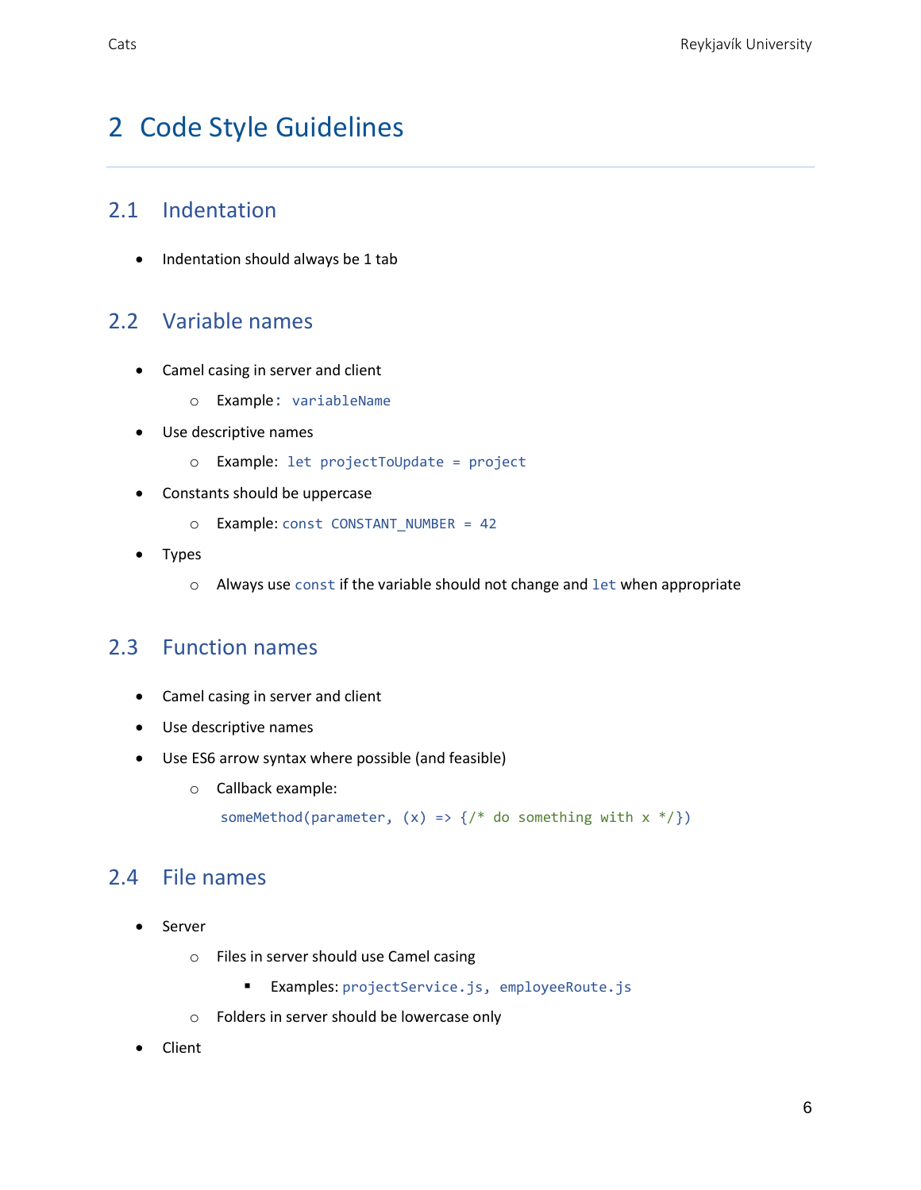# 2 Code Style Guidelines

## 2.1 Indentation

- Indentation should always be 1 tab

## 2.2 Variable names

- Camel casing in server and client
  - Example: `variableName`
- Use descriptive names
  - Example: `let projectToUpdate = project`
- Constants should be uppercase
  - Example: `const CONSTANT_NUMBER = 42`
- Types
  - Always use `const` if the variable should not change and `let` when appropriate

## 2.3 Function names

- Camel casing in server and client
- Use descriptive names
- Use ES6 arrow syntax where possible (and feasible)
  - Callback example:

```
someMethod(parameter, (x) => {/* do something with x */})
```

## 2.4 File names

- Server
  - Files in server should use Camel casing
    - Examples: `projectService.js, employeeRoute.js`
  - Folders in server should be lowercase only
- Client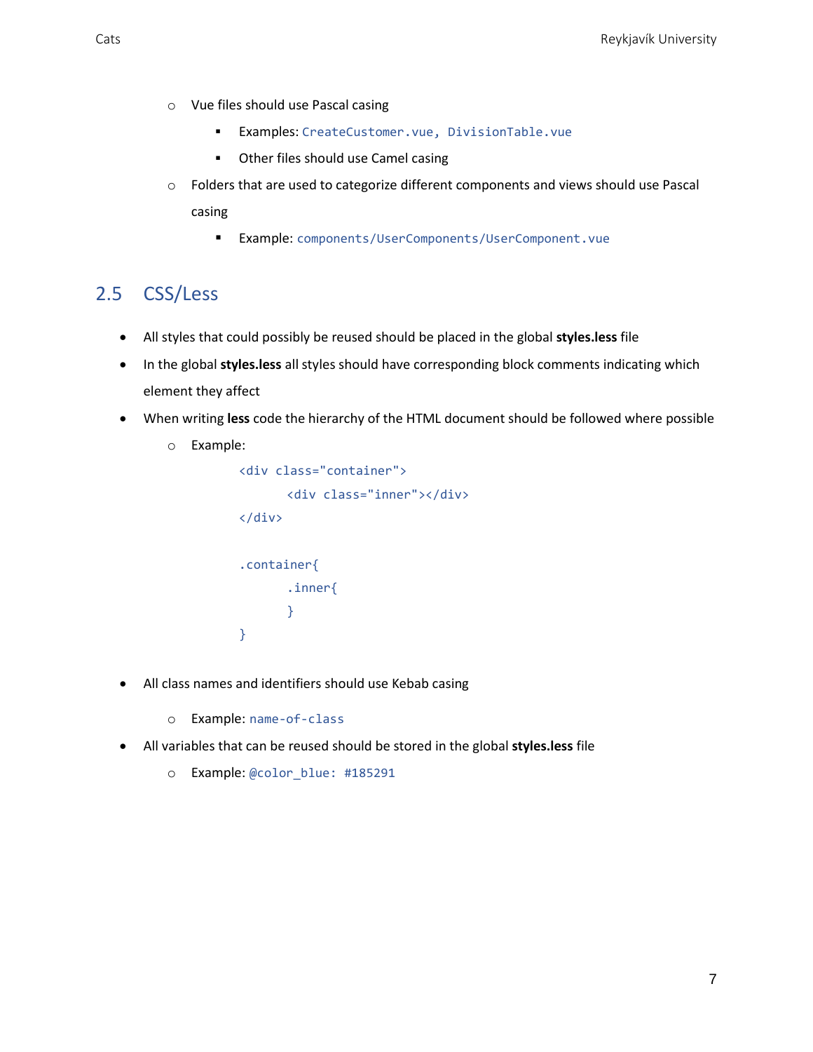- Vue files should use Pascal casing
  - Examples: `CreateCustomer.vue, DivisionTable.vue`
  - Other files should use Camel casing
- Folders that are used to categorize different components and views should use Pascal casing
  - Example: `components/UserComponents/UserComponent.vue`

## 2.5 CSS/Less

- All styles that could possibly be reused should be placed in the global **styles.less** file
- In the global **styles.less** all styles should have corresponding block comments indicating which element they affect
- When writing **less** code the hierarchy of the HTML document should be followed where possible
  - Example:

```
<div class="container">
      <div class="inner"></div>
</div>

.container{
      .inner{
      }
}
```

- All class names and identifiers should use Kebab casing
  - Example: `name-of-class`
- All variables that can be reused should be stored in the global **styles.less** file
  - Example: `@color_blue: #185291`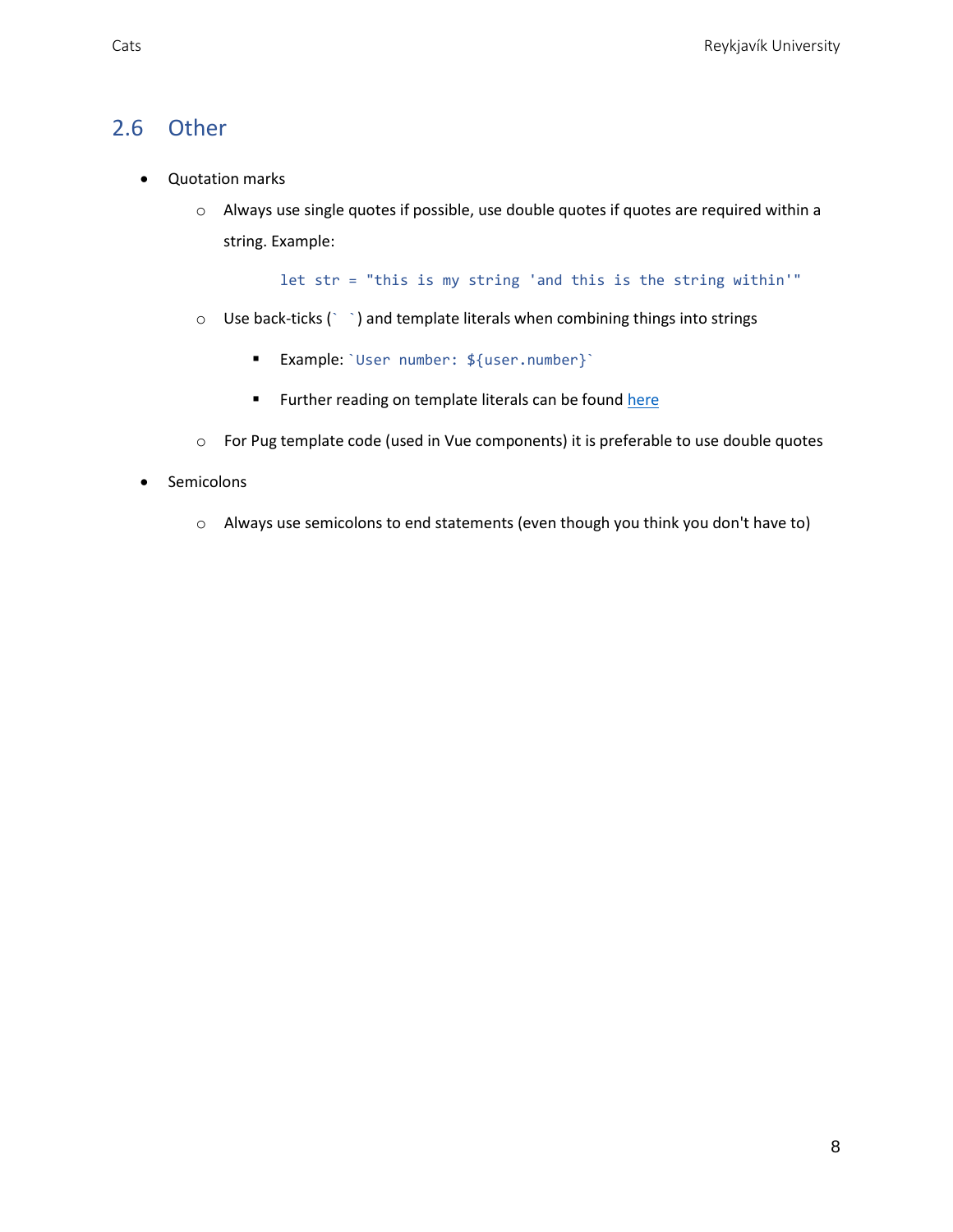## 2.6 Other

- Quotation marks
  - Always use single quotes if possible, use double quotes if quotes are required within a string. Example:

    ```
    let str = "this is my string 'and this is the string within'"
    ```

  - Use back-ticks (` `) and template literals when combining things into strings
    - Example: `` `User number: ${user.number}` ``
    - Further reading on template literals can be found here
  - For Pug template code (used in Vue components) it is preferable to use double quotes
- Semicolons
  - Always use semicolons to end statements (even though you think you don't have to)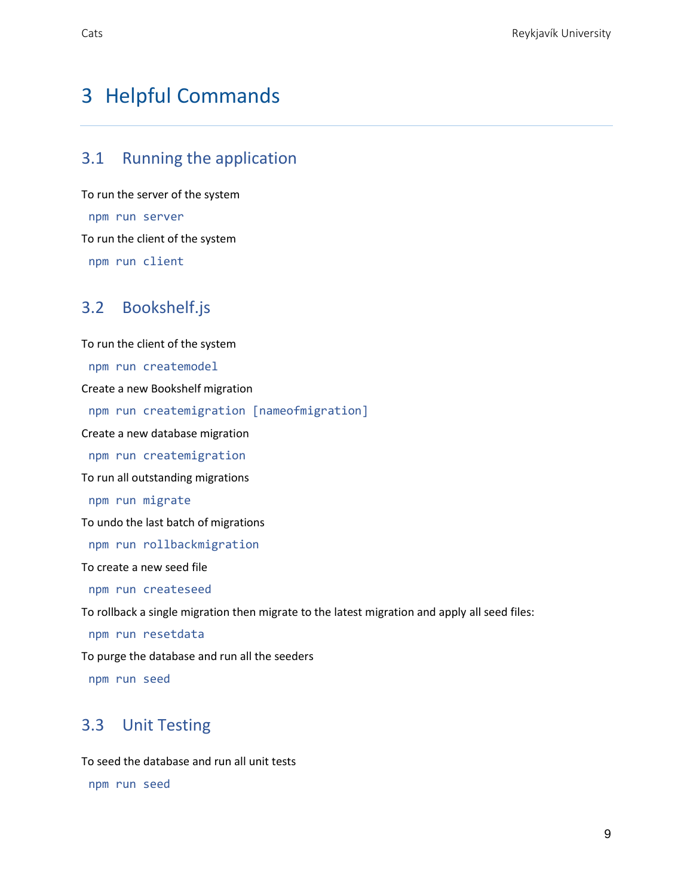# 3 Helpful Commands

## 3.1 Running the application

To run the server of the system

```
npm run server
```

To run the client of the system

```
npm run client
```

## 3.2 Bookshelf.js

To run the client of the system

```
npm run createmodel
```

Create a new Bookshelf migration

```
npm run createmigration [nameofmigration]
```

Create a new database migration

```
npm run createmigration
```

To run all outstanding migrations

```
npm run migrate
```

To undo the last batch of migrations

```
npm run rollbackmigration
```

To create a new seed file

```
npm run createseed
```

To rollback a single migration then migrate to the latest migration and apply all seed files:

```
npm run resetdata
```

To purge the database and run all the seeders

```
npm run seed
```

## 3.3 Unit Testing

To seed the database and run all unit tests

```
npm run seed
```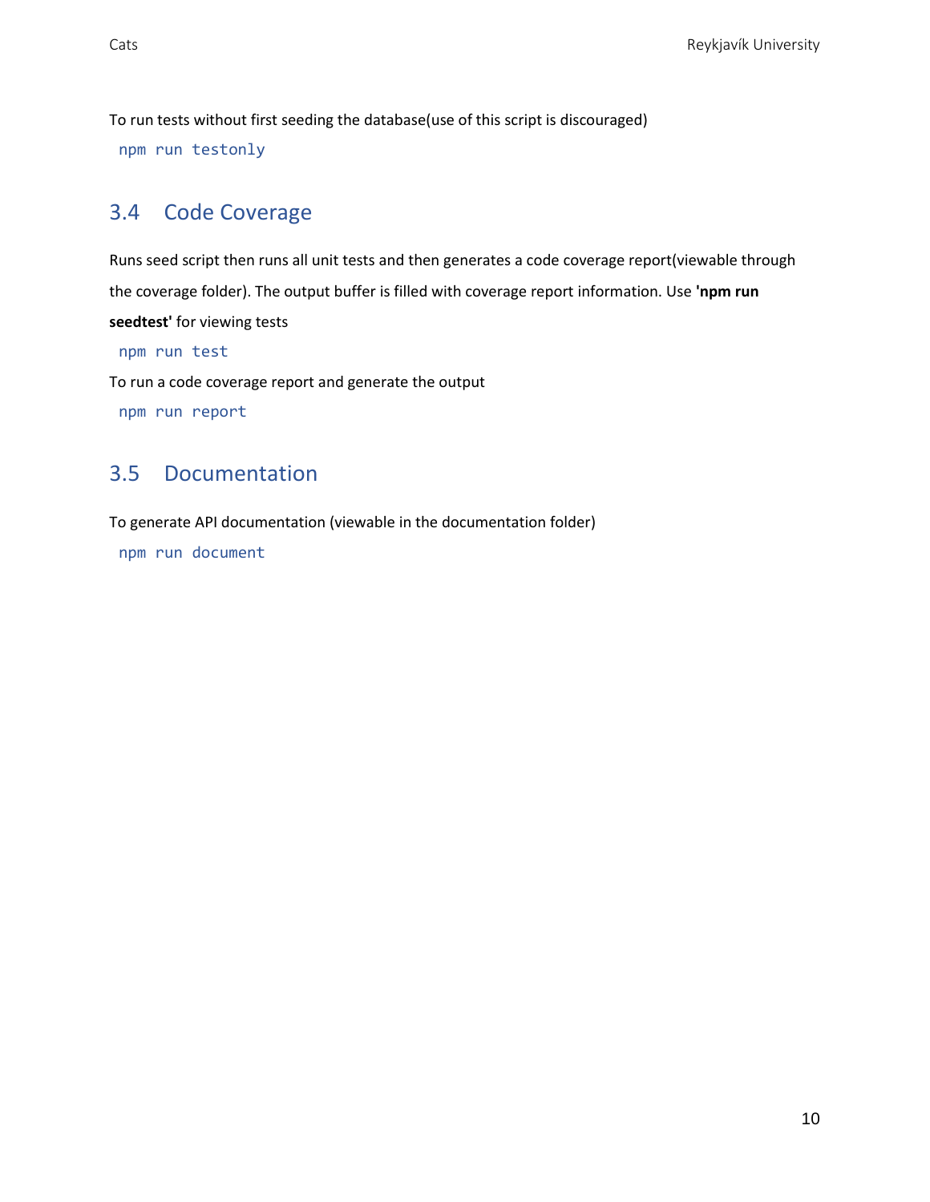To run tests without first seeding the database(use of this script is discouraged)

```
npm run testonly
```

## 3.4 Code Coverage

Runs seed script then runs all unit tests and then generates a code coverage report(viewable through the coverage folder). The output buffer is filled with coverage report information. Use **'npm run seedtest'** for viewing tests

```
npm run test
```

To run a code coverage report and generate the output

```
npm run report
```

## 3.5 Documentation

To generate API documentation (viewable in the documentation folder)

```
npm run document
```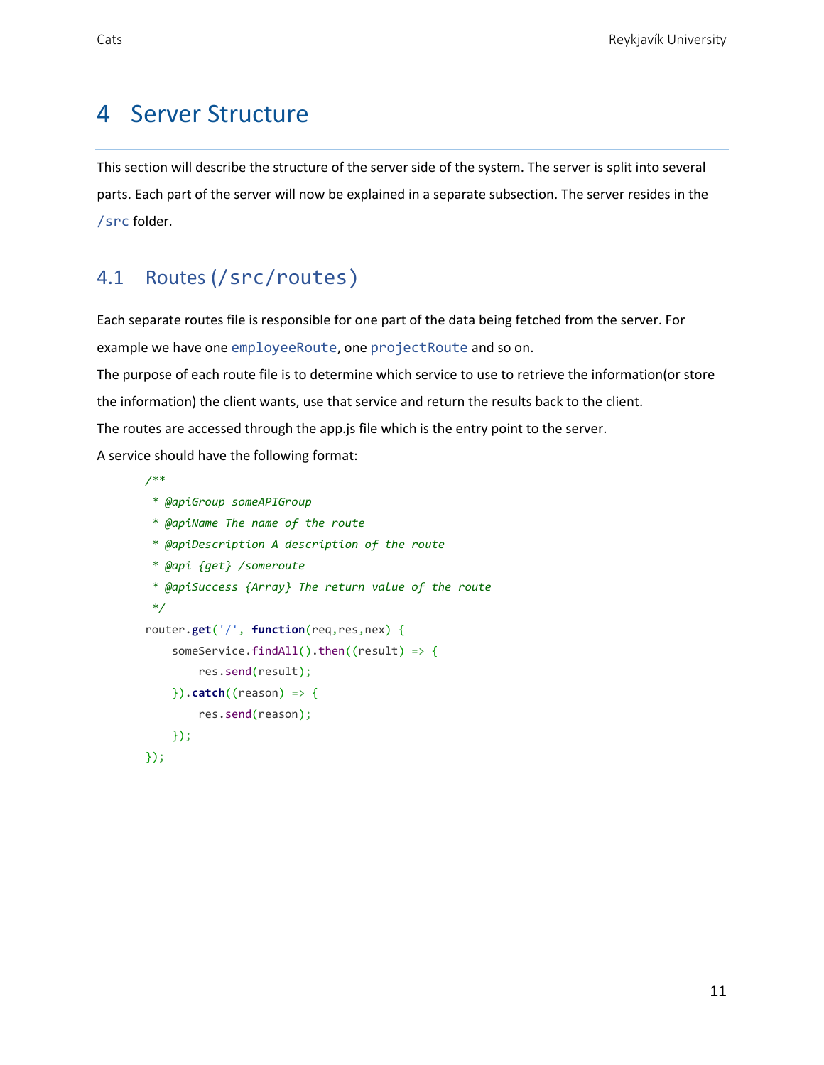# 4 Server Structure

This section will describe the structure of the server side of the system. The server is split into several parts. Each part of the server will now be explained in a separate subsection. The server resides in the `/src` folder.

## 4.1 Routes (`/src/routes`)

Each separate routes file is responsible for one part of the data being fetched from the server. For example we have one `employeeRoute`, one `projectRoute` and so on.
The purpose of each route file is to determine which service to use to retrieve the information(or store the information) the client wants, use that service and return the results back to the client.
The routes are accessed through the app.js file which is the entry point to the server.
A service should have the following format:

```
/**
 * @apiGroup someAPIGroup
 * @apiName The name of the route
 * @apiDescription A description of the route
 * @api {get} /someroute
 * @apiSuccess {Array} The return value of the route
 */
router.get('/', function(req,res,nex) {
    someService.findAll().then((result) => {
        res.send(result);
    }).catch((reason) => {
        res.send(reason);
    });
});
```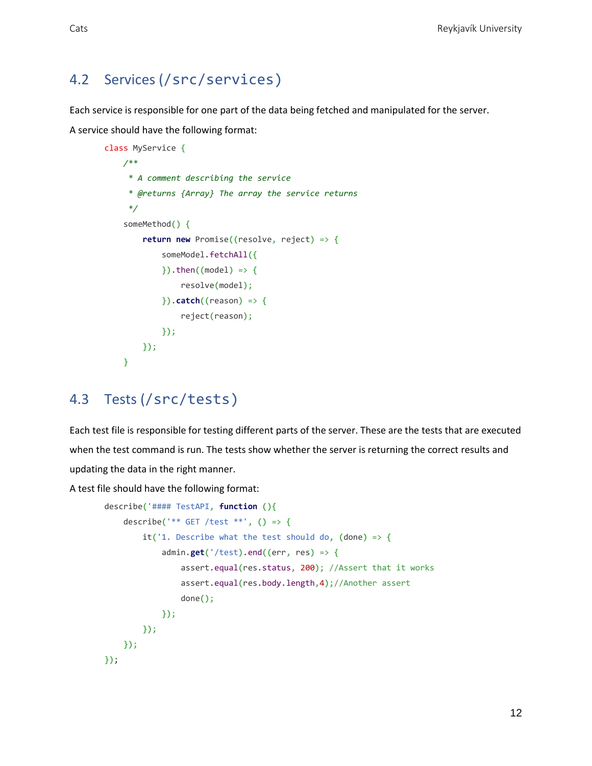## 4.2 Services (`/src/services`)

Each service is responsible for one part of the data being fetched and manipulated for the server.

A service should have the following format:

```
class MyService {
    /**
     * A comment describing the service
     * @returns {Array} The array the service returns
     */
    someMethod() {
        return new Promise((resolve, reject) => {
            someModel.fetchAll({
            }).then((model) => {
                resolve(model);
            }).catch((reason) => {
                reject(reason);
            });
        });
    }
```

## 4.3 Tests (`/src/tests`)

Each test file is responsible for testing different parts of the server. These are the tests that are executed when the test command is run. The tests show whether the server is returning the correct results and updating the data in the right manner.

A test file should have the following format:

```
describe('#### TestAPI, function (){
    describe('** GET /test **', () => {
        it('1. Describe what the test should do, (done) => {
            admin.get('/test).end((err, res) => {
                assert.equal(res.status, 200); //Assert that it works
                assert.equal(res.body.length,4);//Another assert
                done();
            });
        });
    });
});
```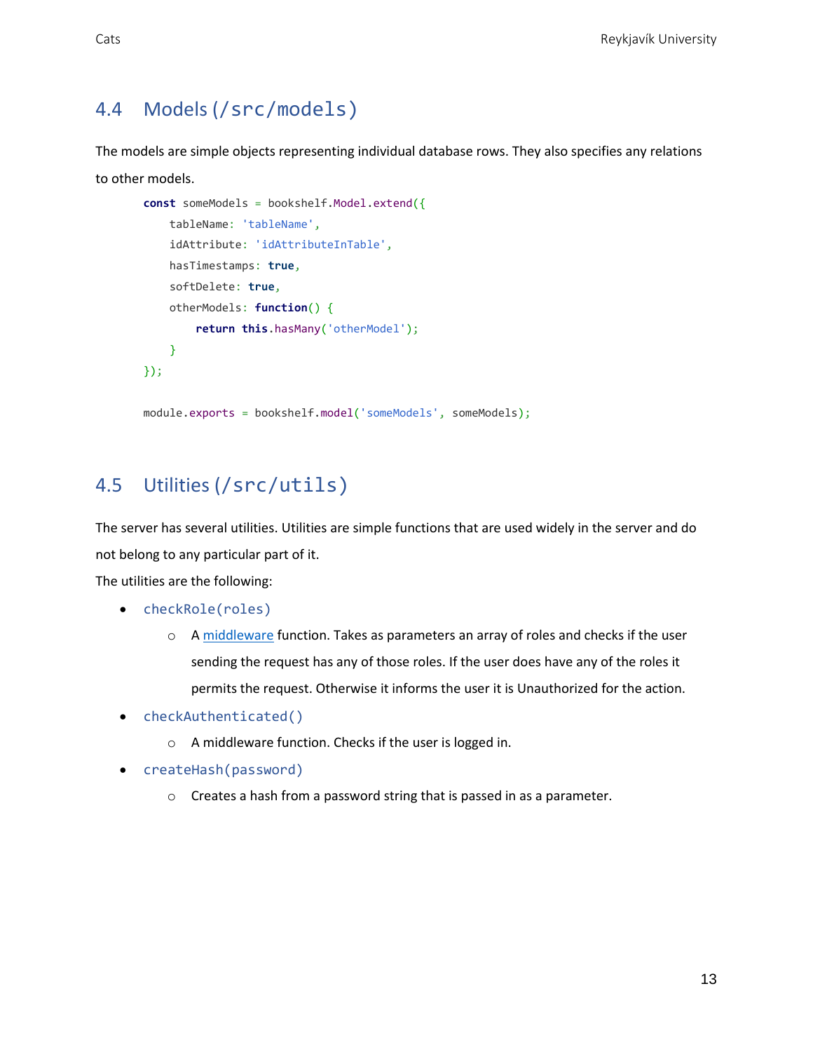## 4.4 Models (`/src/models`)

The models are simple objects representing individual database rows. They also specifies any relations to other models.

```
const someModels = bookshelf.Model.extend({
    tableName: 'tableName',
    idAttribute: 'idAttributeInTable',
    hasTimestamps: true,
    softDelete: true,
    otherModels: function() {
        return this.hasMany('otherModel');
    }
});

module.exports = bookshelf.model('someModels', someModels);
```

## 4.5 Utilities (`/src/utils`)

The server has several utilities. Utilities are simple functions that are used widely in the server and do not belong to any particular part of it.

The utilities are the following:

- `checkRole(roles)`
  - A middleware function. Takes as parameters an array of roles and checks if the user sending the request has any of those roles. If the user does have any of the roles it permits the request. Otherwise it informs the user it is Unauthorized for the action.
- `checkAuthenticated()`
  - A middleware function. Checks if the user is logged in.
- `createHash(password)`
  - Creates a hash from a password string that is passed in as a parameter.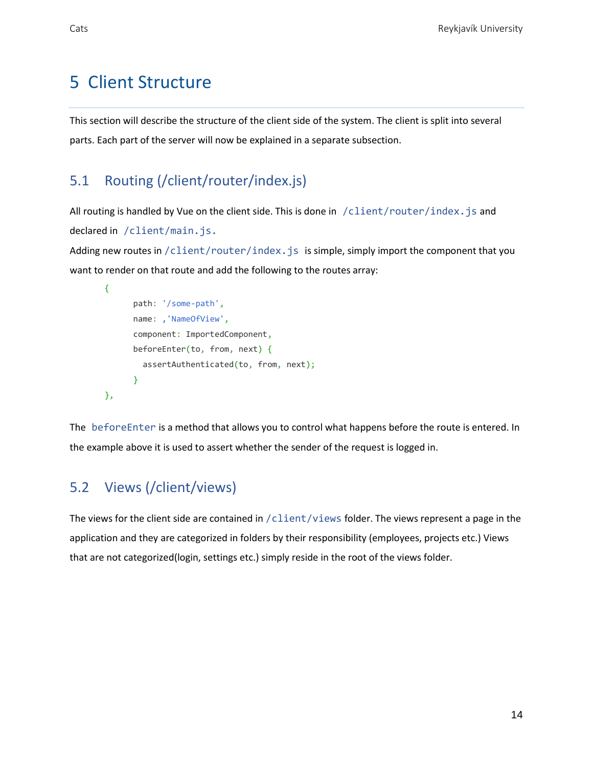# 5 Client Structure

This section will describe the structure of the client side of the system. The client is split into several parts. Each part of the server will now be explained in a separate subsection.

## 5.1 Routing (/client/router/index.js)

All routing is handled by Vue on the client side. This is done in `/client/router/index.js` and declared in `/client/main.js.`

Adding new routes in `/client/router/index.js` is simple, simply import the component that you want to render on that route and add the following to the routes array:

```
{
      path: '/some-path',
      name: ,'NameOfView',
      component: ImportedComponent,
      beforeEnter(to, from, next) {
        assertAuthenticated(to, from, next);
      }
},
```

The `beforeEnter` is a method that allows you to control what happens before the route is entered. In the example above it is used to assert whether the sender of the request is logged in.

## 5.2 Views (/client/views)

The views for the client side are contained in `/client/views` folder. The views represent a page in the application and they are categorized in folders by their responsibility (employees, projects etc.) Views that are not categorized(login, settings etc.) simply reside in the root of the views folder.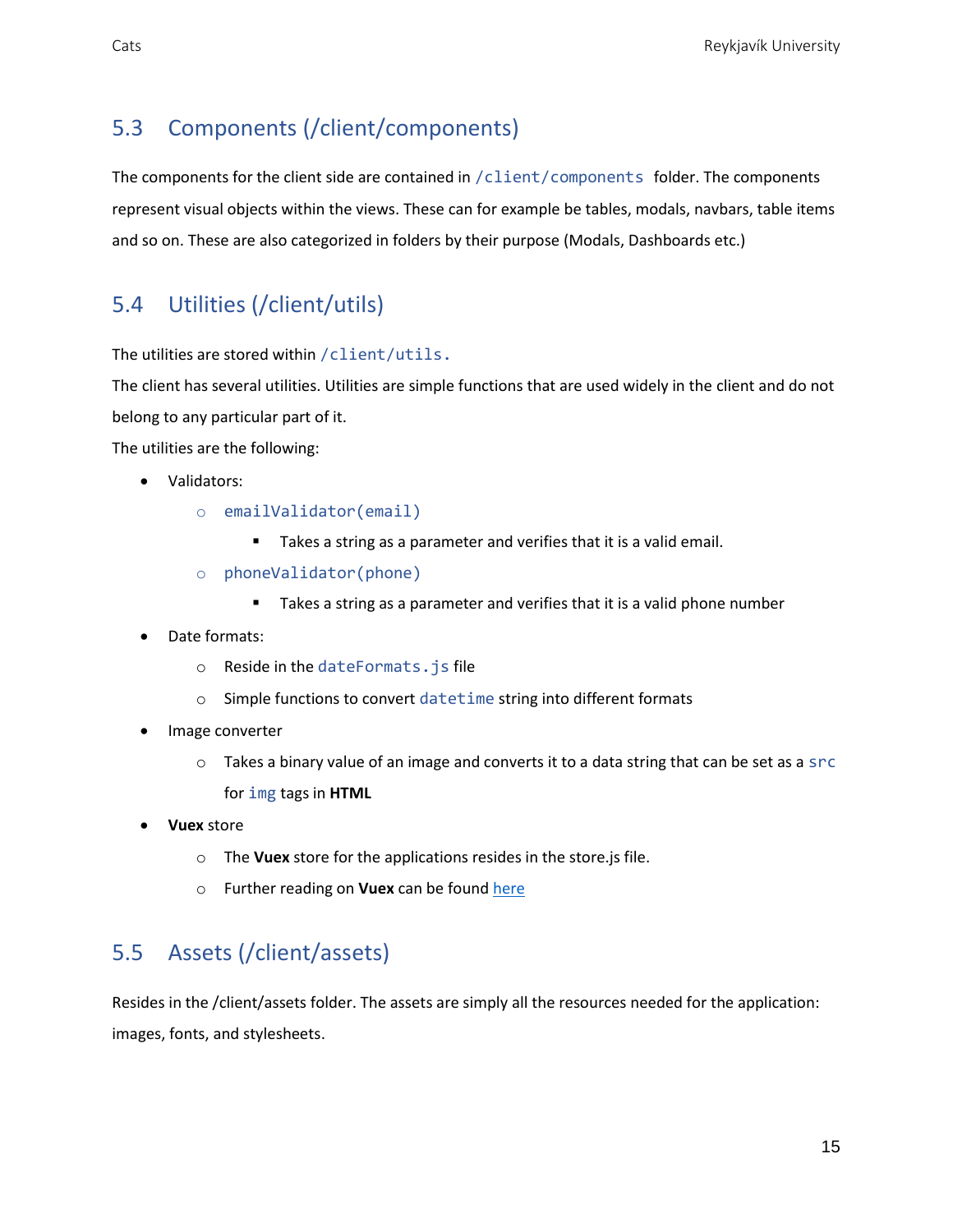## 5.3 Components (/client/components)

The components for the client side are contained in `/client/components` folder. The components represent visual objects within the views. These can for example be tables, modals, navbars, table items and so on. These are also categorized in folders by their purpose (Modals, Dashboards etc.)

## 5.4 Utilities (/client/utils)

The utilities are stored within `/client/utils.`
The client has several utilities. Utilities are simple functions that are used widely in the client and do not belong to any particular part of it.
The utilities are the following:

- Validators:
  - `emailValidator(email)`
    - Takes a string as a parameter and verifies that it is a valid email.
  - `phoneValidator(phone)`
    - Takes a string as a parameter and verifies that it is a valid phone number
- Date formats:
  - Reside in the `dateFormats.js` file
  - Simple functions to convert `datetime` string into different formats
- Image converter
  - Takes a binary value of an image and converts it to a data string that can be set as a `src` for `img` tags in **HTML**
- **Vuex** store
  - The **Vuex** store for the applications resides in the store.js file.
  - Further reading on **Vuex** can be found here

## 5.5 Assets (/client/assets)

Resides in the /client/assets folder. The assets are simply all the resources needed for the application: images, fonts, and stylesheets.